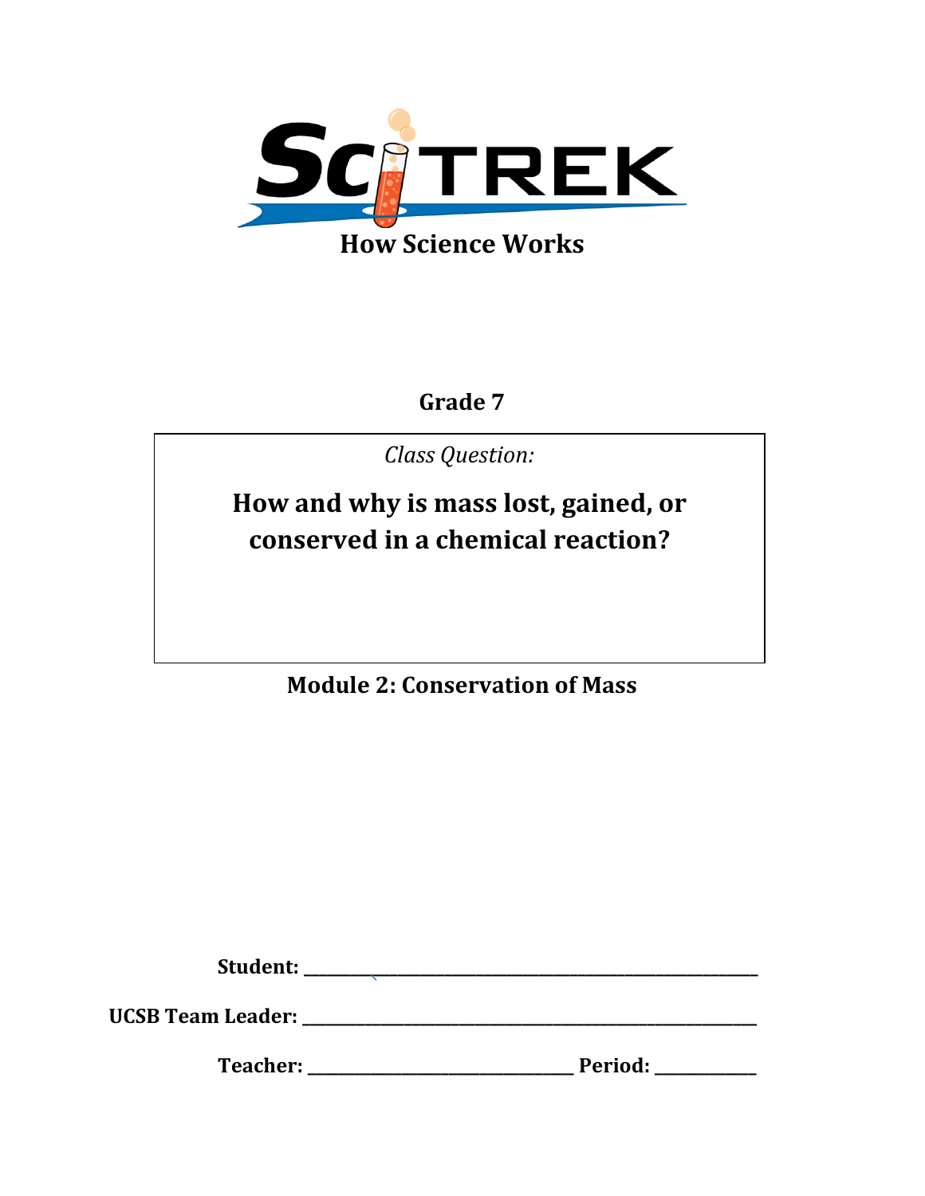# SciTREK

**How Science Works**

**Grade 7**

*Class Question:*

**How and why is mass lost, gained, or conserved in a chemical reaction?**

## Module 2: Conservation of Mass

**Student:** ______________________________

**UCSB Team Leader:** ______________________________

**Teacher:** ____________________ **Period:** ________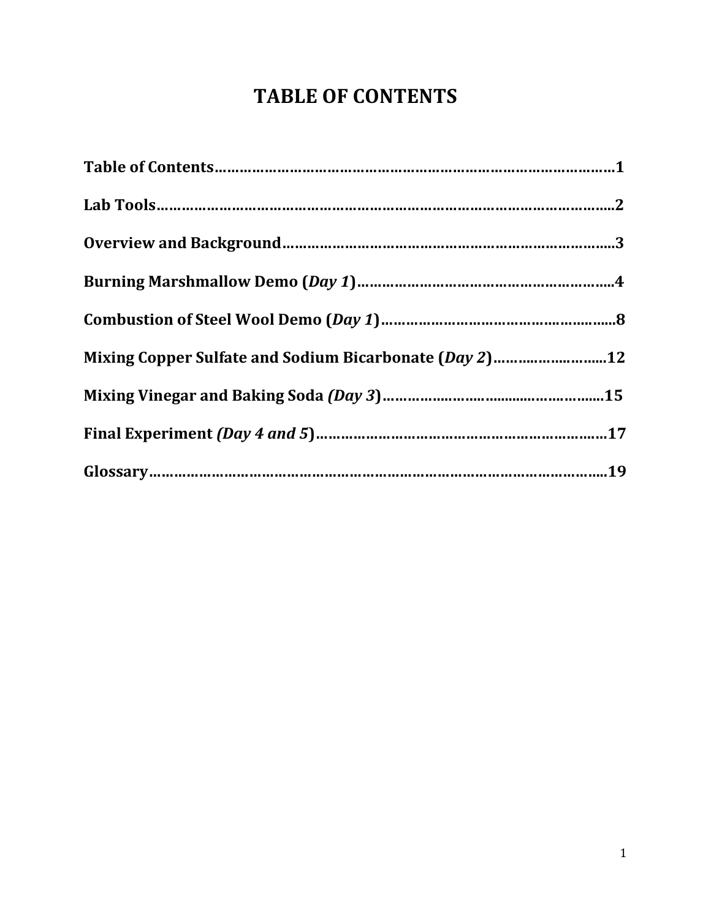# TABLE OF CONTENTS

**Table of Contents……………………………………………………………………………………1**

**Lab Tools…………………………………………………………………………………………….....2**

**Overview and Background…………………………………………………………………….....3**

**Burning Marshmallow Demo (*Day 1*)……………………………………………………......4**

**Combustion of Steel Wool Demo (*Day 1*)………………………………………………......8**

**Mixing Copper Sulfate and Sodium Bicarbonate (*Day 2*)……….…….……......12**

**Mixing Vinegar and Baking Soda *(Day 3*)…………………..........................…….....15**

**Final Experiment *(Day 4 and 5*)………………………………………………………….…17**

**Glossary……………………………………………………………………………………………....19**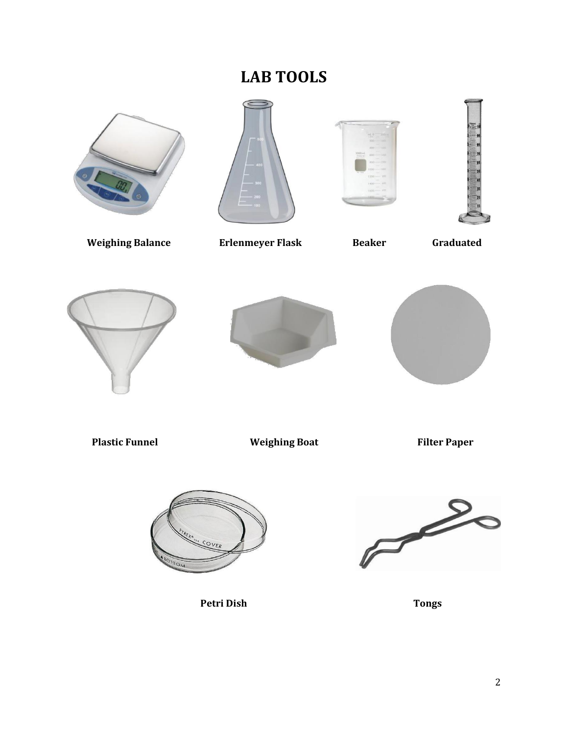# LAB TOOLS

**Weighing Balance**

**Erlenmeyer Flask**

**Beaker**

**Graduated**

**Plastic Funnel**

**Weighing Boat**

**Filter Paper**

**Petri Dish**

**Tongs**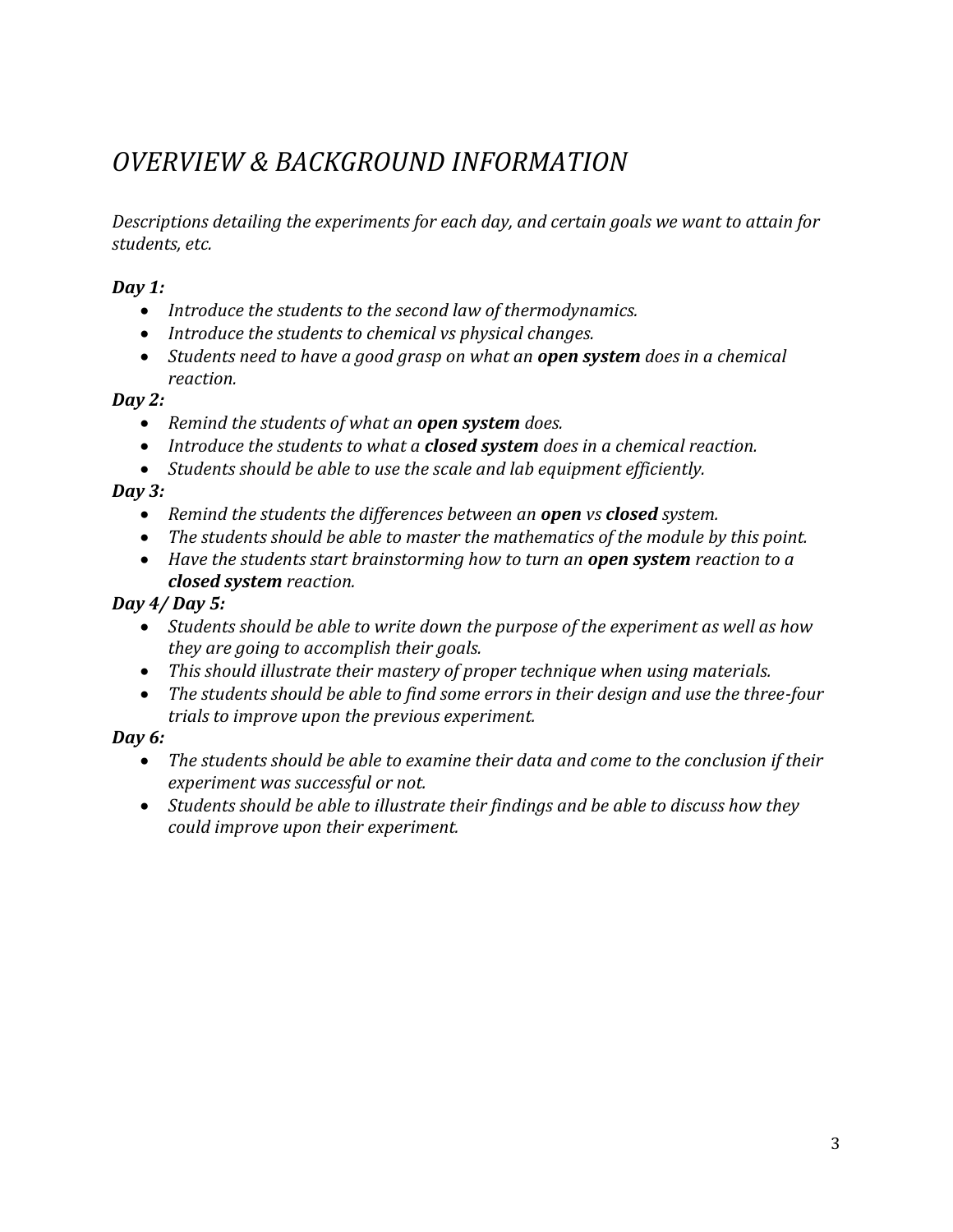# *OVERVIEW & BACKGROUND INFORMATION*

*Descriptions detailing the experiments for each day, and certain goals we want to attain for students, etc.*

***Day 1:***

- *Introduce the students to the second law of thermodynamics.*
- *Introduce the students to chemical vs physical changes.*
- *Students need to have a good grasp on what an **open system** does in a chemical reaction.*

***Day 2:***

- *Remind the students of what an **open system** does.*
- *Introduce the students to what a **closed system** does in a chemical reaction.*
- *Students should be able to use the scale and lab equipment efficiently.*

***Day 3:***

- *Remind the students the differences between an **open** vs **closed** system.*
- *The students should be able to master the mathematics of the module by this point.*
- *Have the students start brainstorming how to turn an **open system** reaction to a **closed system** reaction.*

***Day 4/ Day 5:***

- *Students should be able to write down the purpose of the experiment as well as how they are going to accomplish their goals.*
- *This should illustrate their mastery of proper technique when using materials.*
- *The students should be able to find some errors in their design and use the three-four trials to improve upon the previous experiment.*

***Day 6:***

- *The students should be able to examine their data and come to the conclusion if their experiment was successful or not.*
- *Students should be able to illustrate their findings and be able to discuss how they could improve upon their experiment.*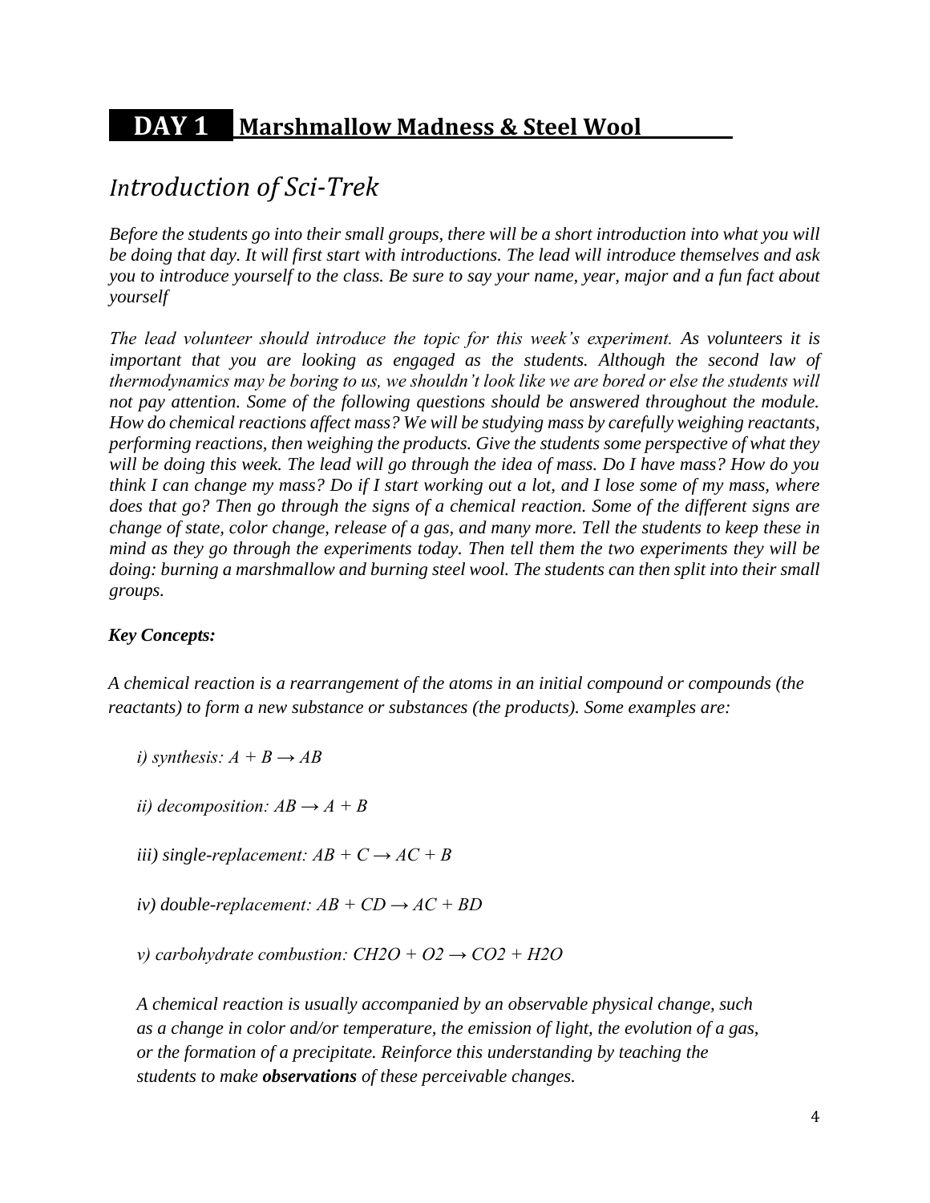## DAY 1 Marshmallow Madness & Steel Wool

# *Introduction of Sci-Trek*

*Before the students go into their small groups, there will be a short introduction into what you will be doing that day. It will first start with introductions. The lead will introduce themselves and ask you to introduce yourself to the class. Be sure to say your name, year, major and a fun fact about yourself*

*The lead volunteer should introduce the topic for this week's experiment. As volunteers it is important that you are looking as engaged as the students. Although the second law of thermodynamics may be boring to us, we shouldn't look like we are bored or else the students will not pay attention. Some of the following questions should be answered throughout the module. How do chemical reactions affect mass? We will be studying mass by carefully weighing reactants, performing reactions, then weighing the products. Give the students some perspective of what they will be doing this week. The lead will go through the idea of mass. Do I have mass? How do you think I can change my mass? Do if I start working out a lot, and I lose some of my mass, where does that go? Then go through the signs of a chemical reaction. Some of the different signs are change of state, color change, release of a gas, and many more. Tell the students to keep these in mind as they go through the experiments today. Then tell them the two experiments they will be doing: burning a marshmallow and burning steel wool. The students can then split into their small groups.*

***Key Concepts:***

*A chemical reaction is a rearrangement of the atoms in an initial compound or compounds (the reactants) to form a new substance or substances (the products). Some examples are:*

*i) synthesis:* $A + B \rightarrow AB$

*ii) decomposition:* $AB \rightarrow A + B$

*iii) single-replacement:* $AB + C \rightarrow AC + B$

*iv) double-replacement:* $AB + CD \rightarrow AC + BD$

*v) carbohydrate combustion:* $CH_2O + O_2 \rightarrow CO_2 + H_2O$

*A chemical reaction is usually accompanied by an observable physical change, such as a change in color and/or temperature, the emission of light, the evolution of a gas, or the formation of a precipitate. Reinforce this understanding by teaching the students to make* ***observations*** *of these perceivable changes.*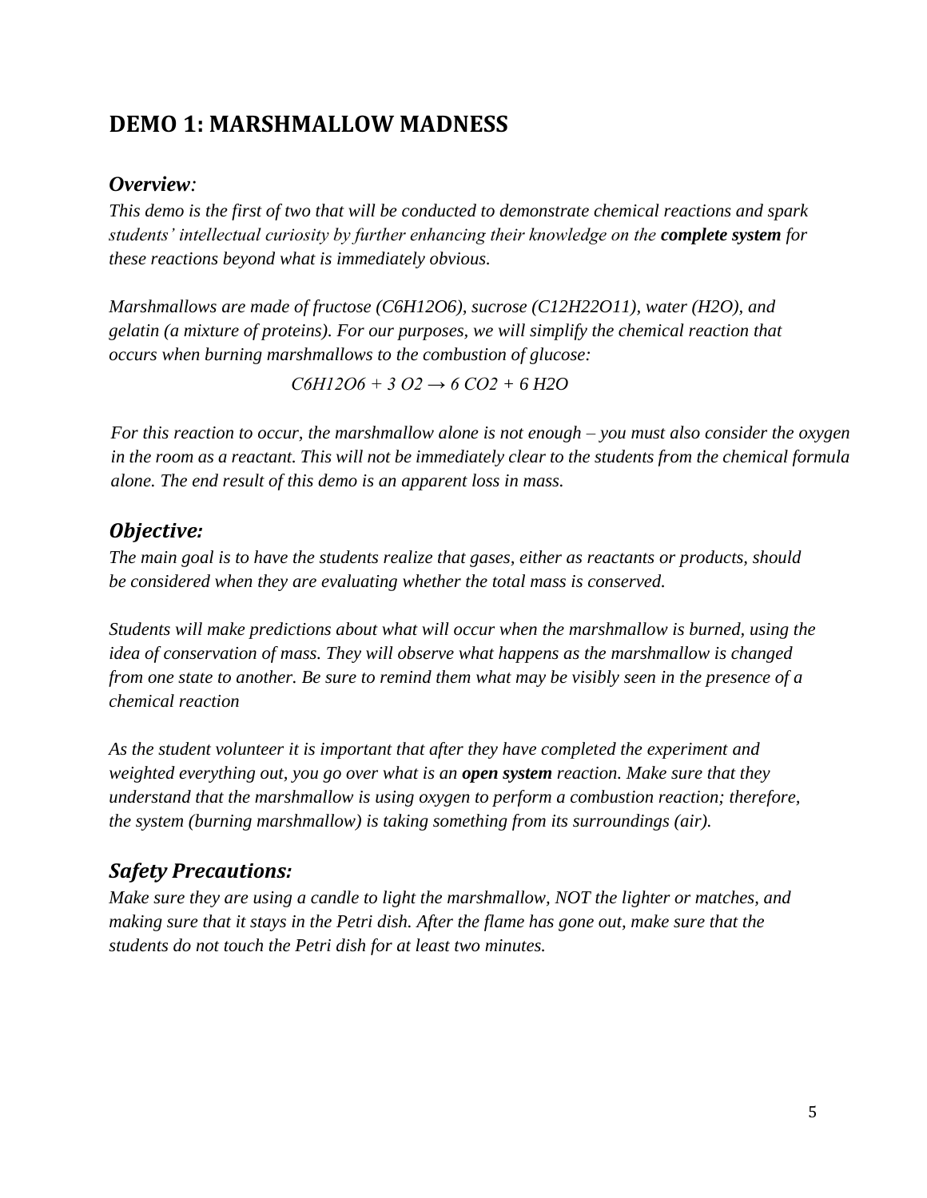## DEMO 1: MARSHMALLOW MADNESS

### *Overview:*

*This demo is the first of two that will be conducted to demonstrate chemical reactions and spark students' intellectual curiosity by further enhancing their knowledge on the **complete system** for these reactions beyond what is immediately obvious.*

*Marshmallows are made of fructose ($C_6H_{12}O_6$), sucrose ($C_{12}H_{22}O_{11}$), water ($H_2O$), and gelatin (a mixture of proteins). For our purposes, we will simplify the chemical reaction that occurs when burning marshmallows to the combustion of glucose:*

$$C_6H_{12}O_6 + 3\ O_2 \rightarrow 6\ CO_2 + 6\ H_2O$$

*For this reaction to occur, the marshmallow alone is not enough – you must also consider the oxygen in the room as a reactant. This will not be immediately clear to the students from the chemical formula alone. The end result of this demo is an apparent loss in mass.*

### *Objective:*

*The main goal is to have the students realize that gases, either as reactants or products, should be considered when they are evaluating whether the total mass is conserved.*

*Students will make predictions about what will occur when the marshmallow is burned, using the idea of conservation of mass. They will observe what happens as the marshmallow is changed from one state to another. Be sure to remind them what may be visibly seen in the presence of a chemical reaction*

*As the student volunteer it is important that after they have completed the experiment and weighted everything out, you go over what is an **open system** reaction. Make sure that they understand that the marshmallow is using oxygen to perform a combustion reaction; therefore, the system (burning marshmallow) is taking something from its surroundings (air).*

### *Safety Precautions:*

*Make sure they are using a candle to light the marshmallow, NOT the lighter or matches, and making sure that it stays in the Petri dish. After the flame has gone out, make sure that the students do not touch the Petri dish for at least two minutes.*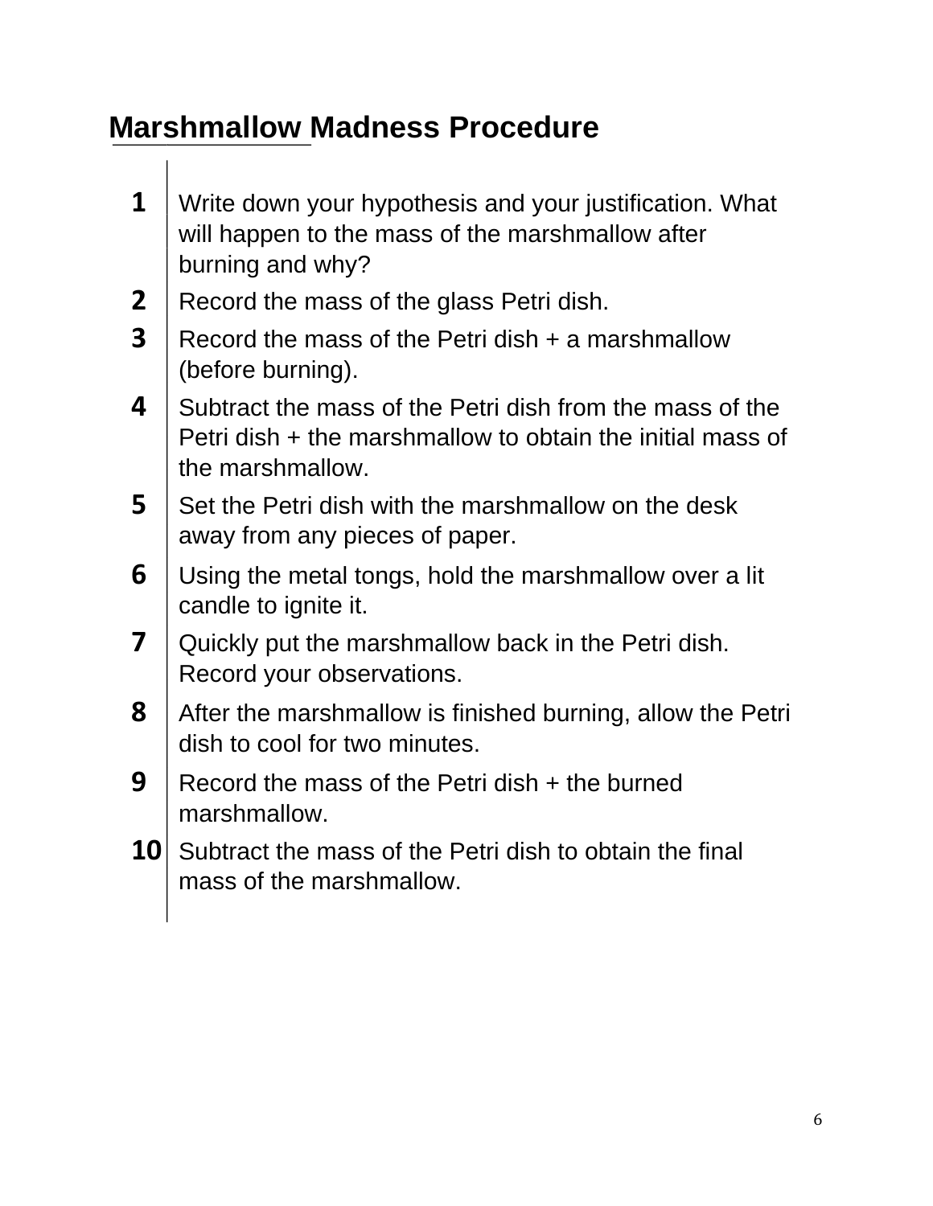# Marshmallow Madness Procedure

1. Write down your hypothesis and your justification. What will happen to the mass of the marshmallow after burning and why?
2. Record the mass of the glass Petri dish.
3. Record the mass of the Petri dish + a marshmallow (before burning).
4. Subtract the mass of the Petri dish from the mass of the Petri dish + the marshmallow to obtain the initial mass of the marshmallow.
5. Set the Petri dish with the marshmallow on the desk away from any pieces of paper.
6. Using the metal tongs, hold the marshmallow over a lit candle to ignite it.
7. Quickly put the marshmallow back in the Petri dish. Record your observations.
8. After the marshmallow is finished burning, allow the Petri dish to cool for two minutes.
9. Record the mass of the Petri dish + the burned marshmallow.
10. Subtract the mass of the Petri dish to obtain the final mass of the marshmallow.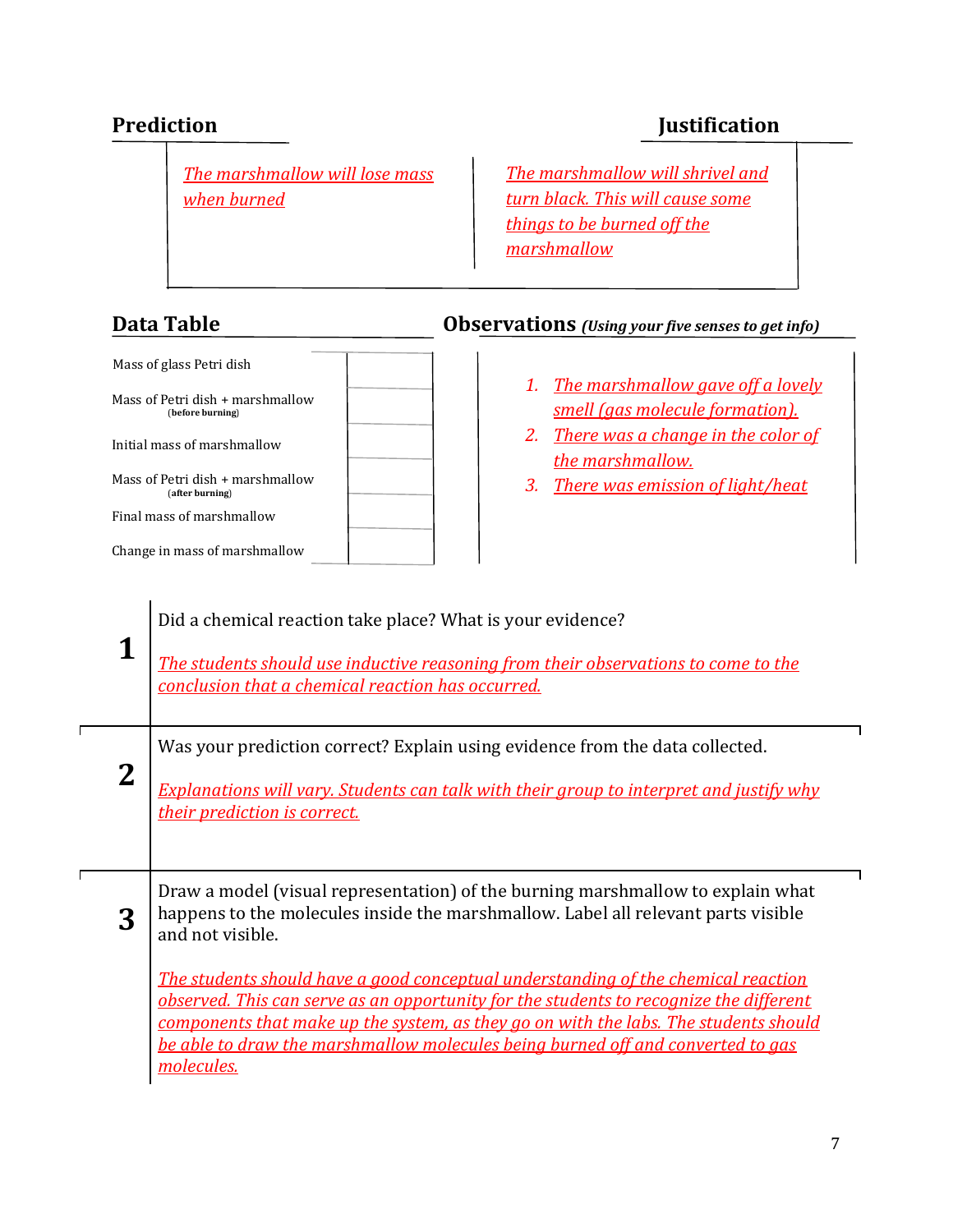## Prediction

*The marshmallow will lose mass when burned*

## Justification

*The marshmallow will shrivel and turn black. This will cause some things to be burned off the marshmallow*

## Data Table

| | |
|---|---|
| Mass of glass Petri dish | |
| Mass of Petri dish + marshmallow (before burning) | |
| Initial mass of marshmallow | |
| Mass of Petri dish + marshmallow (after burning) | |
| Final mass of marshmallow | |
| Change in mass of marshmallow | |

## Observations *(Using your five senses to get info)*

1. *The marshmallow gave off a lovely smell (gas molecule formation).*
2. *There was a change in the color of the marshmallow.*
3. *There was emission of light/heat*

**1** Did a chemical reaction take place? What is your evidence?

*The students should use inductive reasoning from their observations to come to the conclusion that a chemical reaction has occurred.*

**2** Was your prediction correct? Explain using evidence from the data collected.

*Explanations will vary. Students can talk with their group to interpret and justify why their prediction is correct.*

**3** Draw a model (visual representation) of the burning marshmallow to explain what happens to the molecules inside the marshmallow. Label all relevant parts visible and not visible.

*The students should have a good conceptual understanding of the chemical reaction observed. This can serve as an opportunity for the students to recognize the different components that make up the system, as they go on with the labs. The students should be able to draw the marshmallow molecules being burned off and converted to gas molecules.*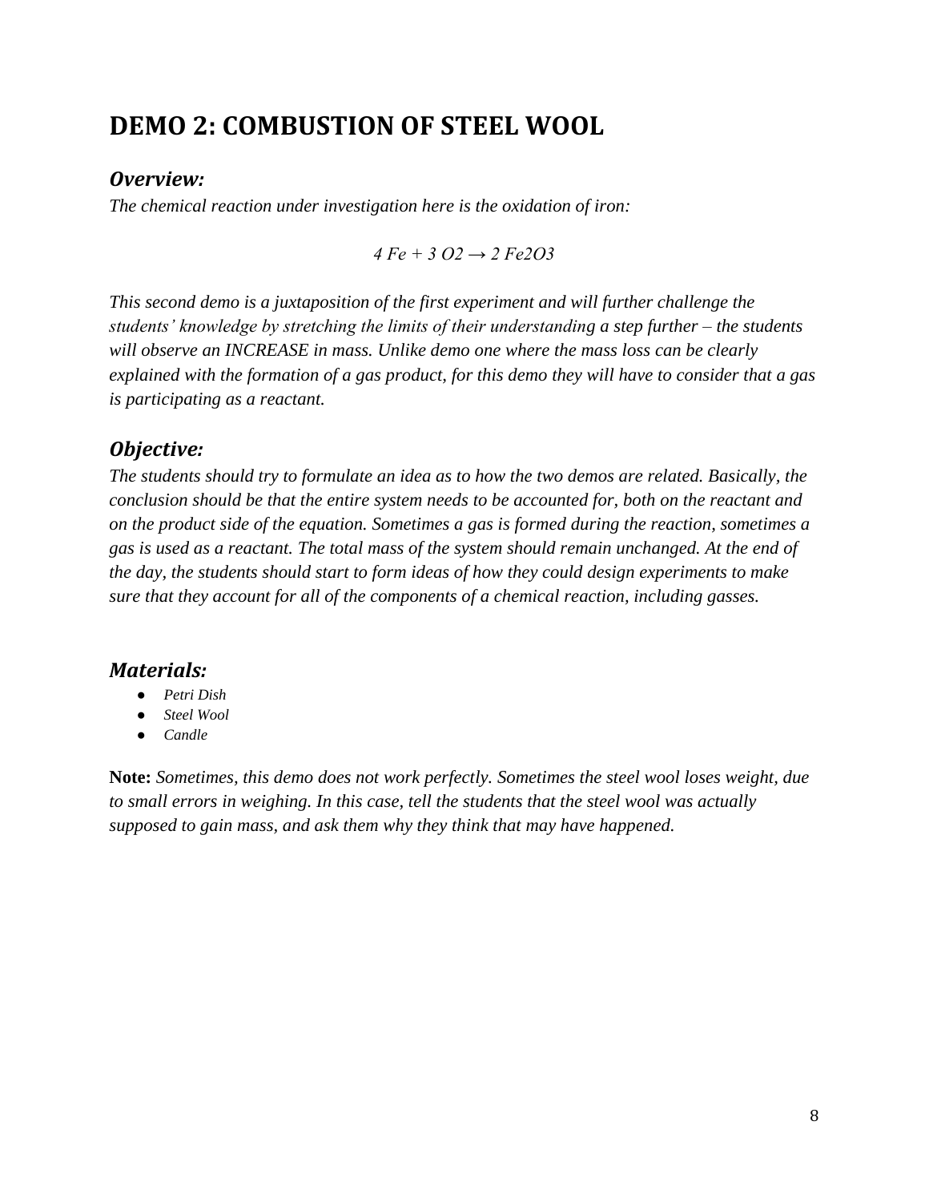## DEMO 2: COMBUSTION OF STEEL WOOL

### *Overview:*

*The chemical reaction under investigation here is the oxidation of iron:*

$$4\ Fe + 3\ O_2 \rightarrow 2\ Fe_2O_3$$

*This second demo is a juxtaposition of the first experiment and will further challenge the students' knowledge by stretching the limits of their understanding a step further – the students will observe an INCREASE in mass. Unlike demo one where the mass loss can be clearly explained with the formation of a gas product, for this demo they will have to consider that a gas is participating as a reactant.*

### *Objective:*

*The students should try to formulate an idea as to how the two demos are related. Basically, the conclusion should be that the entire system needs to be accounted for, both on the reactant and on the product side of the equation. Sometimes a gas is formed during the reaction, sometimes a gas is used as a reactant. The total mass of the system should remain unchanged. At the end of the day, the students should start to form ideas of how they could design experiments to make sure that they account for all of the components of a chemical reaction, including gasses.*

### *Materials:*

- *Petri Dish*
- *Steel Wool*
- *Candle*

**Note:** *Sometimes, this demo does not work perfectly. Sometimes the steel wool loses weight, due to small errors in weighing. In this case, tell the students that the steel wool was actually supposed to gain mass, and ask them why they think that may have happened.*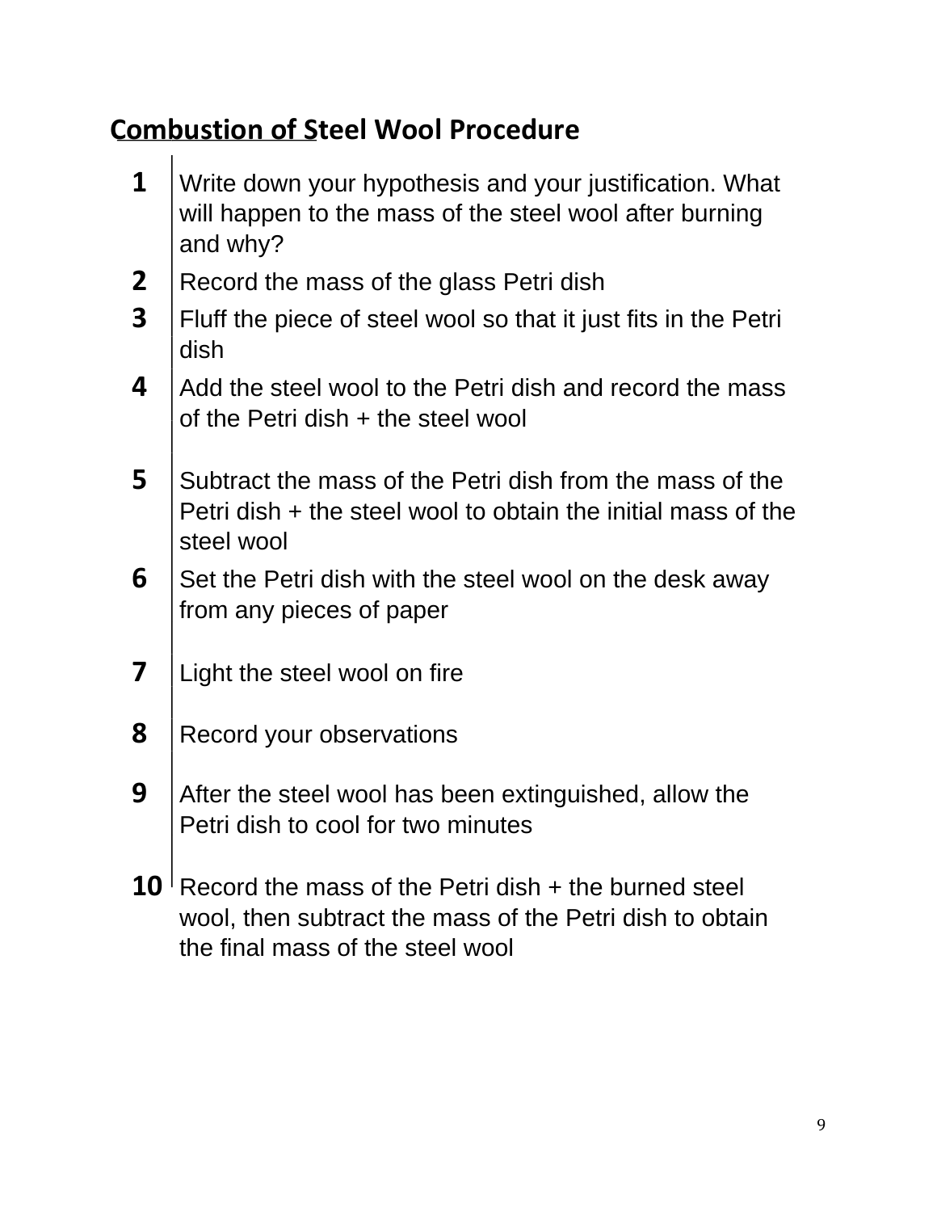## Combustion of Steel Wool Procedure

| | |
|---|---|
| **1** | Write down your hypothesis and your justification. What will happen to the mass of the steel wool after burning and why? |
| **2** | Record the mass of the glass Petri dish |
| **3** | Fluff the piece of steel wool so that it just fits in the Petri dish |
| **4** | Add the steel wool to the Petri dish and record the mass of the Petri dish + the steel wool |
| **5** | Subtract the mass of the Petri dish from the mass of the Petri dish + the steel wool to obtain the initial mass of the steel wool |
| **6** | Set the Petri dish with the steel wool on the desk away from any pieces of paper |
| **7** | Light the steel wool on fire |
| **8** | Record your observations |
| **9** | After the steel wool has been extinguished, allow the Petri dish to cool for two minutes |
| **10** | Record the mass of the Petri dish + the burned steel wool, then subtract the mass of the Petri dish to obtain the final mass of the steel wool |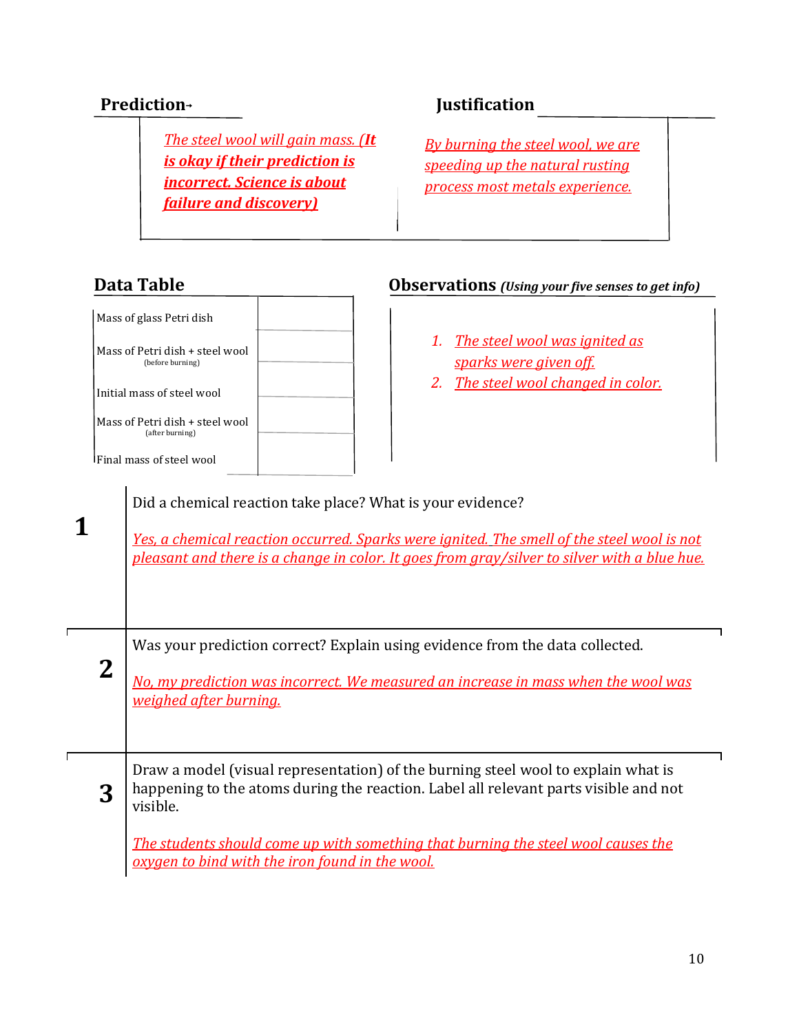## Prediction

## Justification

| Prediction | Justification |
|---|---|
| *The steel wool will gain mass.* ***(It is okay if their prediction is incorrect. Science is about failure and discovery)*** | *By burning the steel wool, we are speeding up the natural rusting process most metals experience.* |

## Data Table

| | |
|---|---|
| Mass of glass Petri dish | |
| Mass of Petri dish + steel wool (before burning) | |
| Initial mass of steel wool | |
| Mass of Petri dish + steel wool (after burning) | |
| Final mass of steel wool | |

## Observations *(Using your five senses to get info)*

1. *The steel wool was ignited as sparks were given off.*
2. *The steel wool changed in color.*

| | |
|---|---|
| **1** | Did a chemical reaction take place? What is your evidence?<br><br>*Yes, a chemical reaction occurred. Sparks were ignited. The smell of the steel wool is not pleasant and there is a change in color. It goes from gray/silver to silver with a blue hue.* |
| **2** | Was your prediction correct? Explain using evidence from the data collected.<br><br>*No, my prediction was incorrect. We measured an increase in mass when the wool was weighed after burning.* |
| **3** | Draw a model (visual representation) of the burning steel wool to explain what is happening to the atoms during the reaction. Label all relevant parts visible and not visible.<br><br>*The students should come up with something that burning the steel wool causes the oxygen to bind with the iron found in the wool.* |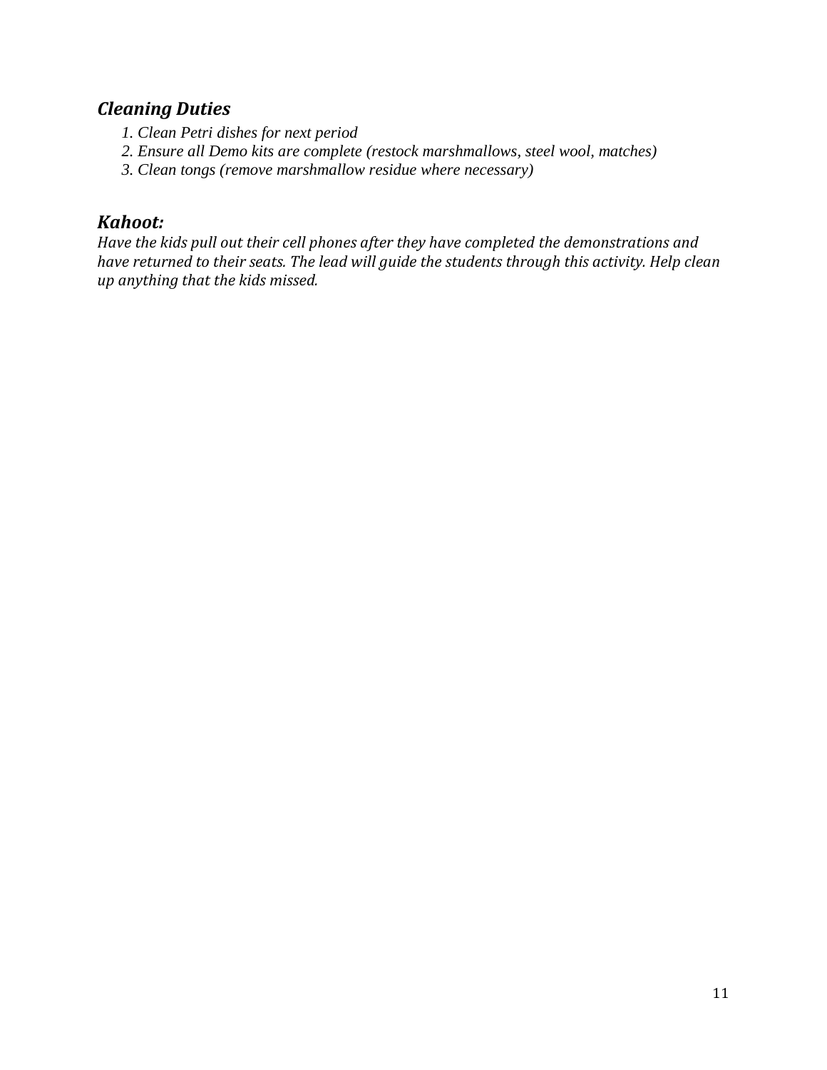### *Cleaning Duties*

1. *Clean Petri dishes for next period*
2. *Ensure all Demo kits are complete (restock marshmallows, steel wool, matches)*
3. *Clean tongs (remove marshmallow residue where necessary)*

### *Kahoot:*

*Have the kids pull out their cell phones after they have completed the demonstrations and have returned to their seats. The lead will guide the students through this activity. Help clean up anything that the kids missed.*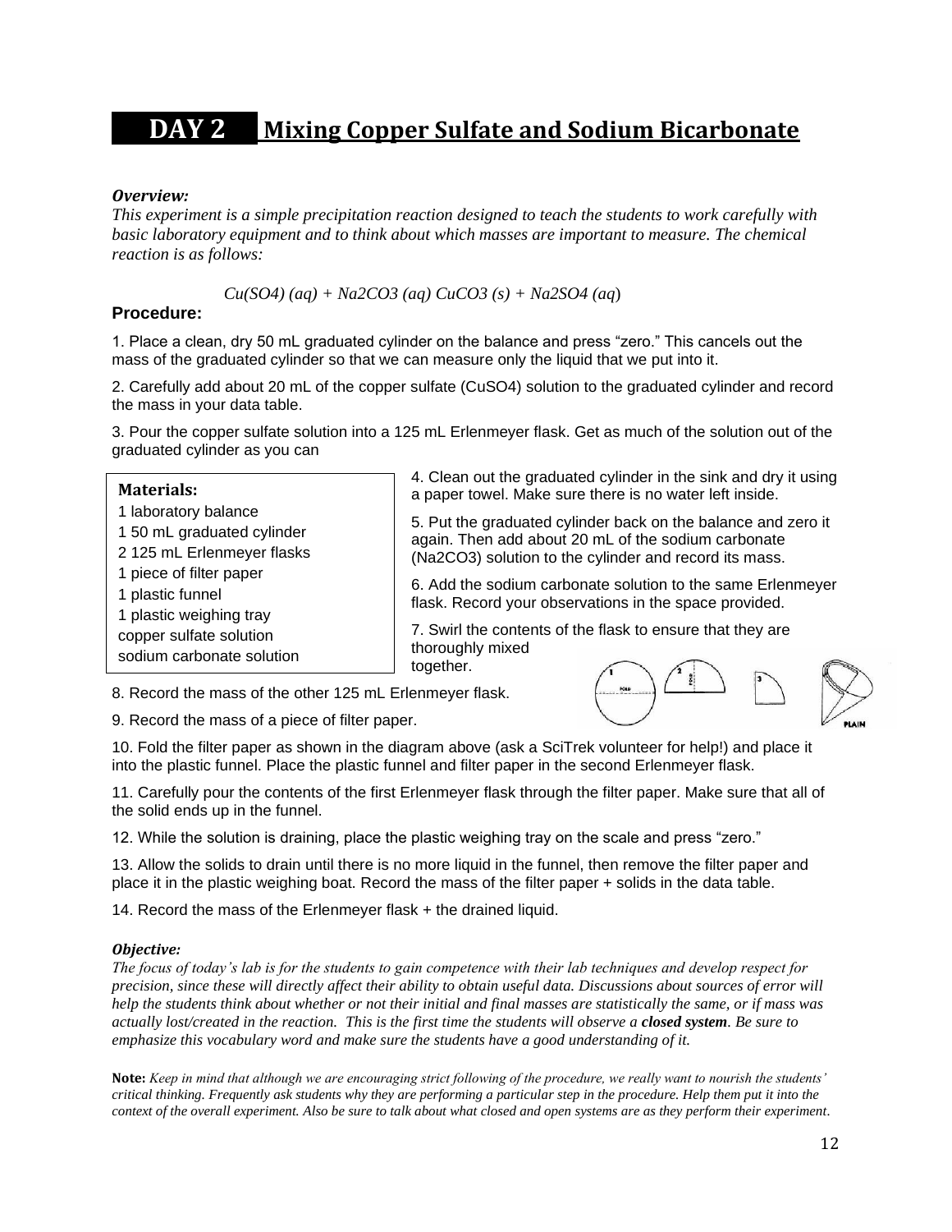# DAY 2 Mixing Copper Sulfate and Sodium Bicarbonate

***Overview:***

*This experiment is a simple precipitation reaction designed to teach the students to work carefully with basic laboratory equipment and to think about which masses are important to measure. The chemical reaction is as follows:*

$$Cu(SO_4) (aq) + Na_2CO_3 (aq) \; CuCO_3 (s) + Na_2SO_4 (aq)$$

**Procedure:**

1. Place a clean, dry 50 mL graduated cylinder on the balance and press "zero." This cancels out the mass of the graduated cylinder so that we can measure only the liquid that we put into it.

2. Carefully add about 20 mL of the copper sulfate ($CuSO_4$) solution to the graduated cylinder and record the mass in your data table.

3. Pour the copper sulfate solution into a 125 mL Erlenmeyer flask. Get as much of the solution out of the graduated cylinder as you can

**Materials:**

- 1 laboratory balance
- 1 50 mL graduated cylinder
- 2 125 mL Erlenmeyer flasks
- 1 piece of filter paper
- 1 plastic funnel
- 1 plastic weighing tray
- copper sulfate solution
- sodium carbonate solution

4. Clean out the graduated cylinder in the sink and dry it using a paper towel. Make sure there is no water left inside.

5. Put the graduated cylinder back on the balance and zero it again. Then add about 20 mL of the sodium carbonate ($Na_2CO_3$) solution to the cylinder and record its mass.

6. Add the sodium carbonate solution to the same Erlenmeyer flask. Record your observations in the space provided.

7. Swirl the contents of the flask to ensure that they are thoroughly mixed together.

8. Record the mass of the other 125 mL Erlenmeyer flask.

9. Record the mass of a piece of filter paper.

10. Fold the filter paper as shown in the diagram above (ask a SciTrek volunteer for help!) and place it into the plastic funnel. Place the plastic funnel and filter paper in the second Erlenmeyer flask.

11. Carefully pour the contents of the first Erlenmeyer flask through the filter paper. Make sure that all of the solid ends up in the funnel.

12. While the solution is draining, place the plastic weighing tray on the scale and press "zero."

13. Allow the solids to drain until there is no more liquid in the funnel, then remove the filter paper and place it in the plastic weighing boat. Record the mass of the filter paper + solids in the data table.

14. Record the mass of the Erlenmeyer flask + the drained liquid.

***Objective:***

*The focus of today's lab is for the students to gain competence with their lab techniques and develop respect for precision, since these will directly affect their ability to obtain useful data. Discussions about sources of error will help the students think about whether or not their initial and final masses are statistically the same, or if mass was actually lost/created in the reaction. This is the first time the students will observe a* ***closed system****. Be sure to emphasize this vocabulary word and make sure the students have a good understanding of it.*

**Note:** *Keep in mind that although we are encouraging strict following of the procedure, we really want to nourish the students' critical thinking. Frequently ask students why they are performing a particular step in the procedure. Help them put it into the context of the overall experiment. Also be sure to talk about what closed and open systems are as they perform their experiment.*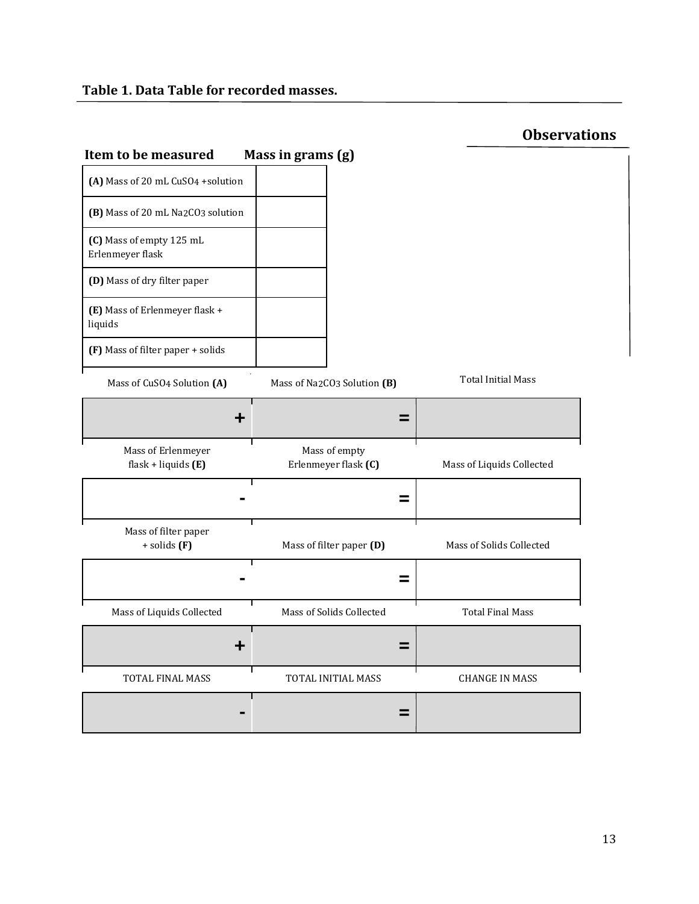### Table 1. Data Table for recorded masses.

## Observations

| Item to be measured | Mass in grams (g) |
|---|---|
| **(A)** Mass of 20 mL $CuSO_4$ +solution | |
| **(B)** Mass of 20 mL $Na_2CO_3$ solution | |
| **(C)** Mass of empty 125 mL Erlenmeyer flask | |
| **(D)** Mass of dry filter paper | |
| **(E)** Mass of Erlenmeyer flask + liquids | |
| **(F)** Mass of filter paper + solids | |

| Mass of $CuSO_4$ Solution **(A)** | | Mass of $Na_2CO_3$ Solution **(B)** | | Total Initial Mass |
|---|---|---|---|---|
| | + | | = | |

| Mass of Erlenmeyer flask + liquids **(E)** | | Mass of empty Erlenmeyer flask **(C)** | | Mass of Liquids Collected |
|---|---|---|---|---|
| | - | | = | |

| Mass of filter paper + solids **(F)** | | Mass of filter paper **(D)** | | Mass of Solids Collected |
|---|---|---|---|---|
| | - | | = | |

| Mass of Liquids Collected | | Mass of Solids Collected | | Total Final Mass |
|---|---|---|---|---|
| | + | | = | |

| TOTAL FINAL MASS | | TOTAL INITIAL MASS | | CHANGE IN MASS |
|---|---|---|---|---|
| | - | | = | |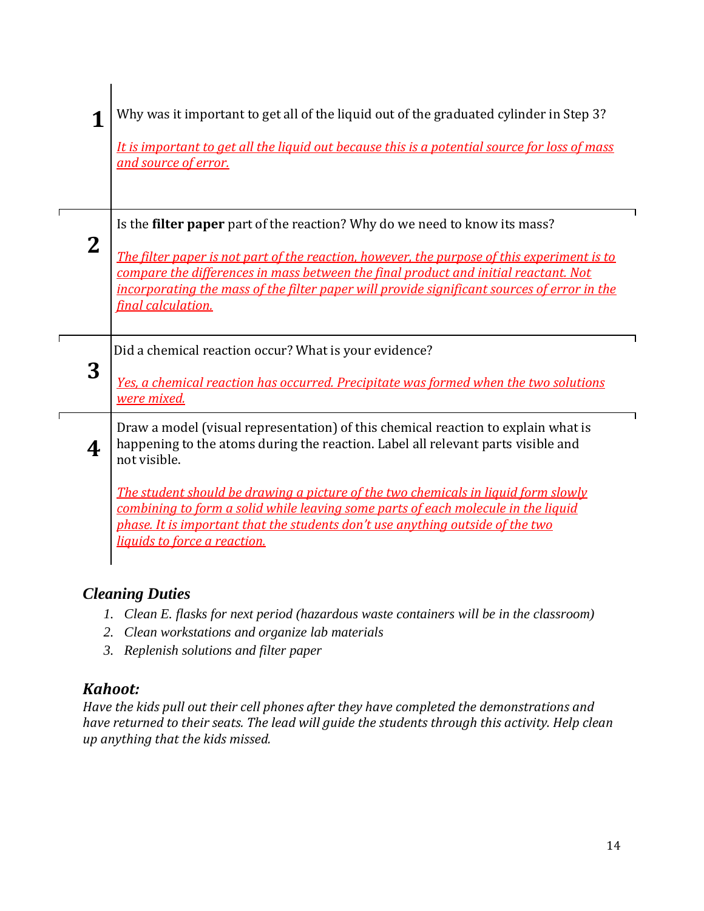| | |
|---|---|
| **1** | Why was it important to get all of the liquid out of the graduated cylinder in Step 3?<br><br>*It is important to get all the liquid out because this is a potential source for loss of mass and source of error.* |
| **2** | Is the **filter paper** part of the reaction? Why do we need to know its mass?<br><br>*The filter paper is not part of the reaction, however, the purpose of this experiment is to compare the differences in mass between the final product and initial reactant. Not incorporating the mass of the filter paper will provide significant sources of error in the final calculation.* |
| **3** | Did a chemical reaction occur? What is your evidence?<br><br>*Yes, a chemical reaction has occurred. Precipitate was formed when the two solutions were mixed.* |
| **4** | Draw a model (visual representation) of this chemical reaction to explain what is happening to the atoms during the reaction. Label all relevant parts visible and not visible.<br><br>*The student should be drawing a picture of the two chemicals in liquid form slowly combining to form a solid while leaving some parts of each molecule in the liquid phase. It is important that the students don't use anything outside of the two liquids to force a reaction.* |

## *Cleaning Duties*

1. *Clean E. flasks for next period (hazardous waste containers will be in the classroom)*
2. *Clean workstations and organize lab materials*
3. *Replenish solutions and filter paper*

## *Kahoot:*

*Have the kids pull out their cell phones after they have completed the demonstrations and have returned to their seats. The lead will guide the students through this activity. Help clean up anything that the kids missed.*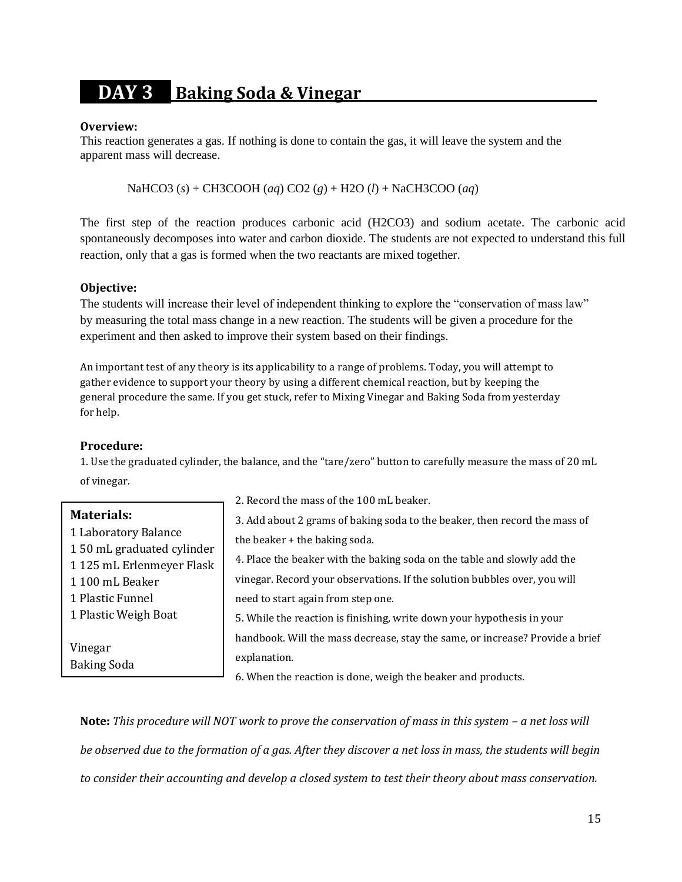# DAY 3 Baking Soda & Vinegar

**Overview:**

This reaction generates a gas. If nothing is done to contain the gas, it will leave the system and the apparent mass will decrease.

$$NaHCO_3\ (s) + CH_3COOH\ (aq)\ CO_2\ (g) + H_2O\ (l) + NaCH_3COO\ (aq)$$

The first step of the reaction produces carbonic acid ($H_2CO_3$) and sodium acetate. The carbonic acid spontaneously decomposes into water and carbon dioxide. The students are not expected to understand this full reaction, only that a gas is formed when the two reactants are mixed together.

**Objective:**

The students will increase their level of independent thinking to explore the "conservation of mass law" by measuring the total mass change in a new reaction. The students will be given a procedure for the experiment and then asked to improve their system based on their findings.

An important test of any theory is its applicability to a range of problems. Today, you will attempt to gather evidence to support your theory by using a different chemical reaction, but by keeping the general procedure the same. If you get stuck, refer to Mixing Vinegar and Baking Soda from yesterday for help.

**Procedure:**

1. Use the graduated cylinder, the balance, and the "tare/zero" button to carefully measure the mass of 20 mL of vinegar.
2. Record the mass of the 100 mL beaker.
3. Add about 2 grams of baking soda to the beaker, then record the mass of the beaker + the baking soda.
4. Place the beaker with the baking soda on the table and slowly add the vinegar. Record your observations. If the solution bubbles over, you will need to start again from step one.
5. While the reaction is finishing, write down your hypothesis in your handbook. Will the mass decrease, stay the same, or increase? Provide a brief explanation.
6. When the reaction is done, weigh the beaker and products.

**Materials:**

1 Laboratory Balance
1 50 mL graduated cylinder
1 125 mL Erlenmeyer Flask
1 100 mL Beaker
1 Plastic Funnel
1 Plastic Weigh Boat

Vinegar
Baking Soda

**Note:** *This procedure will NOT work to prove the conservation of mass in this system – a net loss will be observed due to the formation of a gas. After they discover a net loss in mass, the students will begin to consider their accounting and develop a closed system to test their theory about mass conservation.*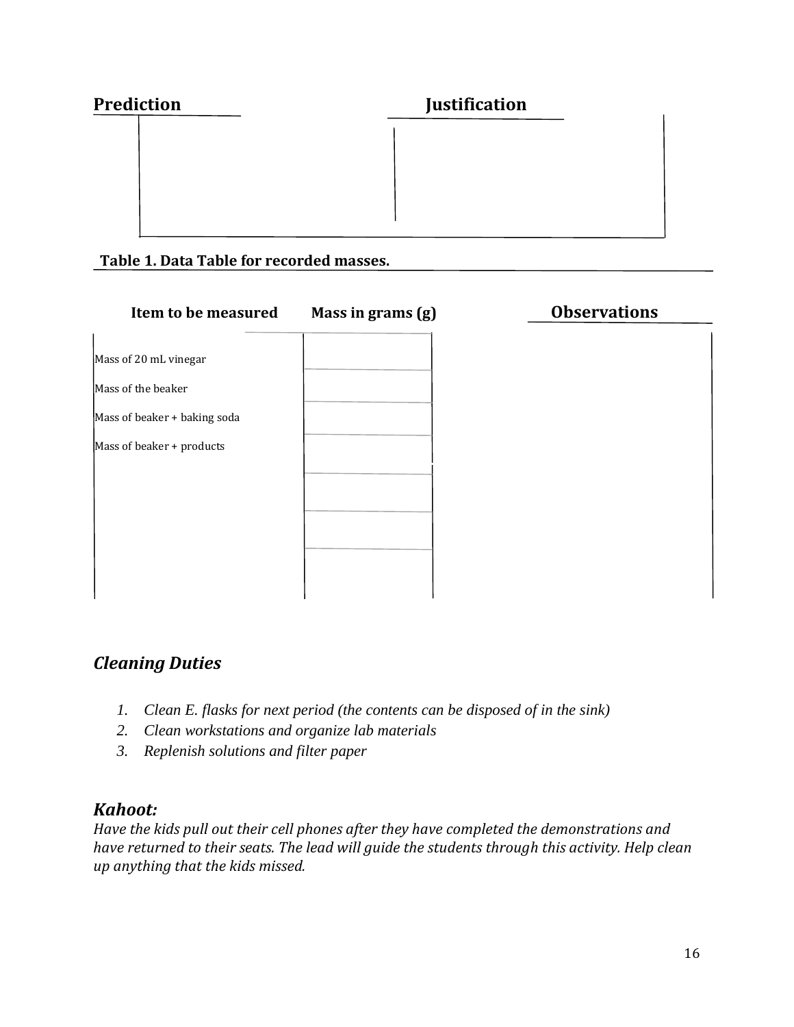**Prediction** | **Justification**

| Prediction | Justification |
| --- | --- |
| | |

**Table 1. Data Table for recorded masses.**

| Item to be measured | Mass in grams (g) | Observations |
| --- | --- | --- |
| Mass of 20 mL vinegar | | |
| Mass of the beaker | | |
| Mass of beaker + baking soda | | |
| Mass of beaker + products | | |
| | | |
| | | |
| | | |

## *Cleaning Duties*

1. *Clean E. flasks for next period (the contents can be disposed of in the sink)*
2. *Clean workstations and organize lab materials*
3. *Replenish solutions and filter paper*

## *Kahoot:*

*Have the kids pull out their cell phones after they have completed the demonstrations and have returned to their seats. The lead will guide the students through this activity. Help clean up anything that the kids missed.*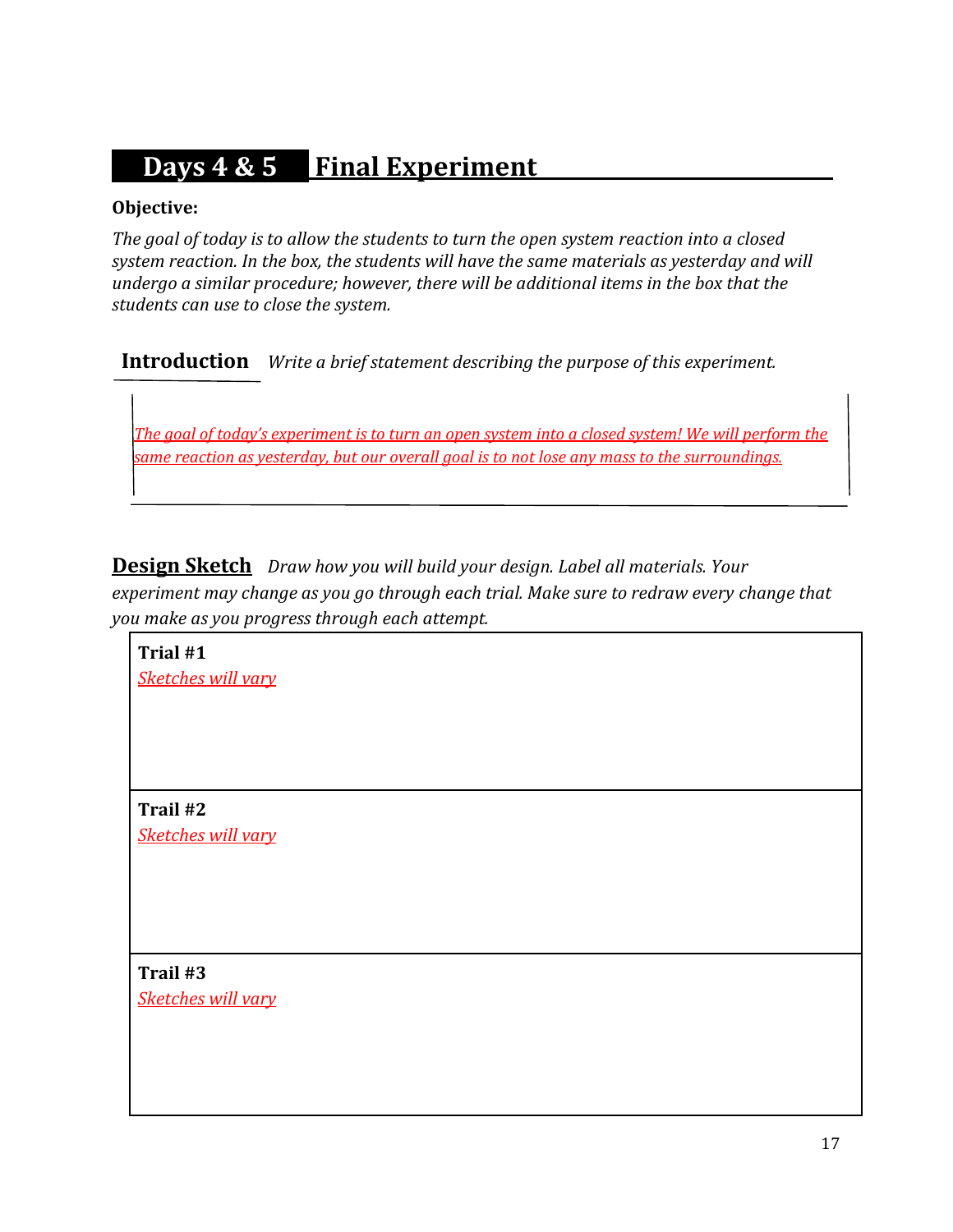## Days 4 & 5 Final Experiment

**Objective:**

*The goal of today is to allow the students to turn the open system reaction into a closed system reaction. In the box, the students will have the same materials as yesterday and will undergo a similar procedure; however, there will be additional items in the box that the students can use to close the system.*

### Introduction

*Write a brief statement describing the purpose of this experiment.*

*The goal of today's experiment is to turn an open system into a closed system! We will perform the same reaction as yesterday, but our overall goal is to not lose any mass to the surroundings.*

### Design Sketch

*Draw how you will build your design. Label all materials. Your experiment may change as you go through each trial. Make sure to redraw every change that you make as you progress through each attempt.*

| Trial #1 |
|---|
| *Sketches will vary* |
| **Trail #2** |
| *Sketches will vary* |
| **Trail #3** |
| *Sketches will vary* |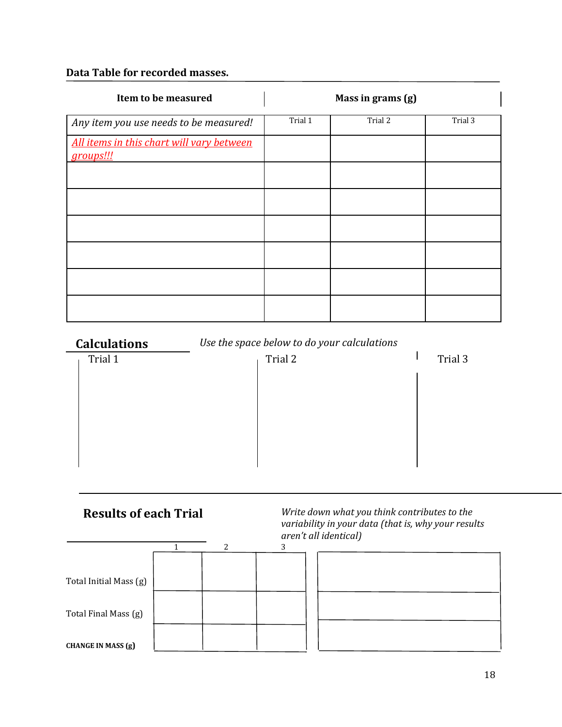**Data Table for recorded masses.**

| Item to be measured | Mass in grams (g) | | |
|---|---|---|---|
| *Any item you use needs to be measured!* | Trial 1 | Trial 2 | Trial 3 |
| *All items in this chart will vary between groups!!!* | | | |
| | | | |
| | | | |
| | | | |
| | | | |
| | | | |
| | | | |

## Calculations

*Use the space below to do your calculations*

| Trial 1 | Trial 2 | Trial 3 |
|---|---|---|
| | | |

## Results of each Trial

| | 1 | 2 | 3 |
|---|---|---|---|
| Total Initial Mass (g) | | | |
| Total Final Mass (g) | | | |
| **CHANGE IN MASS (g)** | | | |

*Write down what you think contributes to the variability in your data (that is, why your results aren't all identical)*

| |
|---|
| |
| |
| |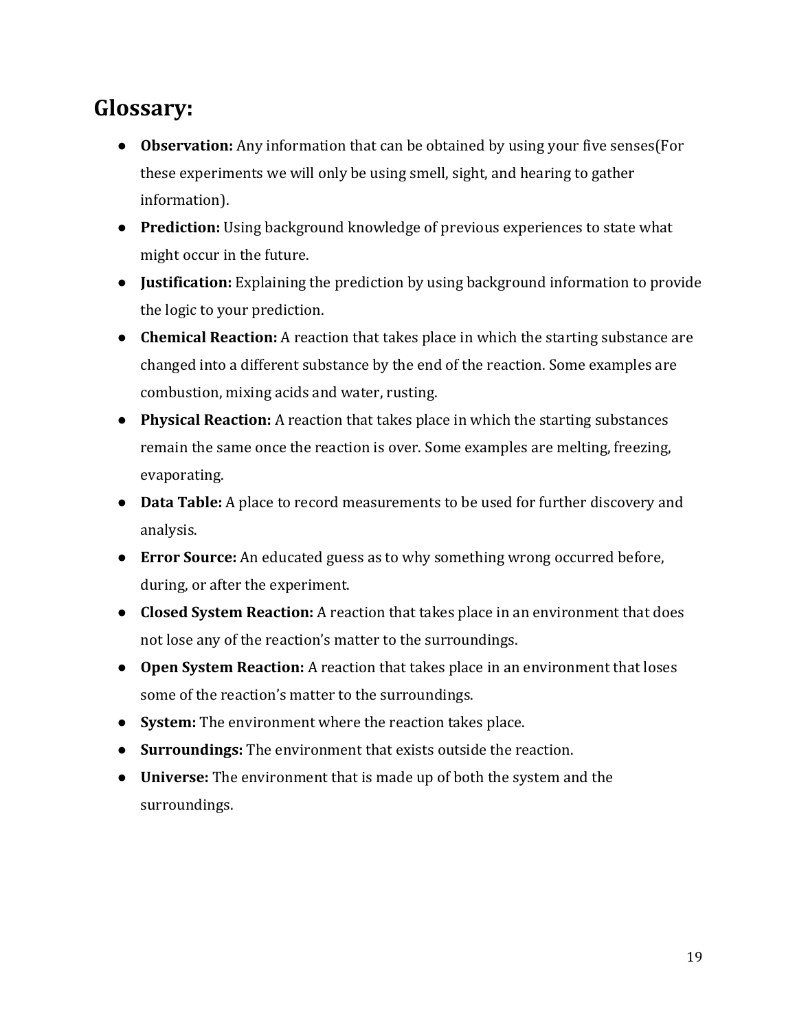## Glossary:

- **Observation:** Any information that can be obtained by using your five senses(For these experiments we will only be using smell, sight, and hearing to gather information).
- **Prediction:** Using background knowledge of previous experiences to state what might occur in the future.
- **Justification:** Explaining the prediction by using background information to provide the logic to your prediction.
- **Chemical Reaction:** A reaction that takes place in which the starting substance are changed into a different substance by the end of the reaction. Some examples are combustion, mixing acids and water, rusting.
- **Physical Reaction:** A reaction that takes place in which the starting substances remain the same once the reaction is over. Some examples are melting, freezing, evaporating.
- **Data Table:** A place to record measurements to be used for further discovery and analysis.
- **Error Source:** An educated guess as to why something wrong occurred before, during, or after the experiment.
- **Closed System Reaction:** A reaction that takes place in an environment that does not lose any of the reaction's matter to the surroundings.
- **Open System Reaction:** A reaction that takes place in an environment that loses some of the reaction's matter to the surroundings.
- **System:** The environment where the reaction takes place.
- **Surroundings:** The environment that exists outside the reaction.
- **Universe:** The environment that is made up of both the system and the surroundings.